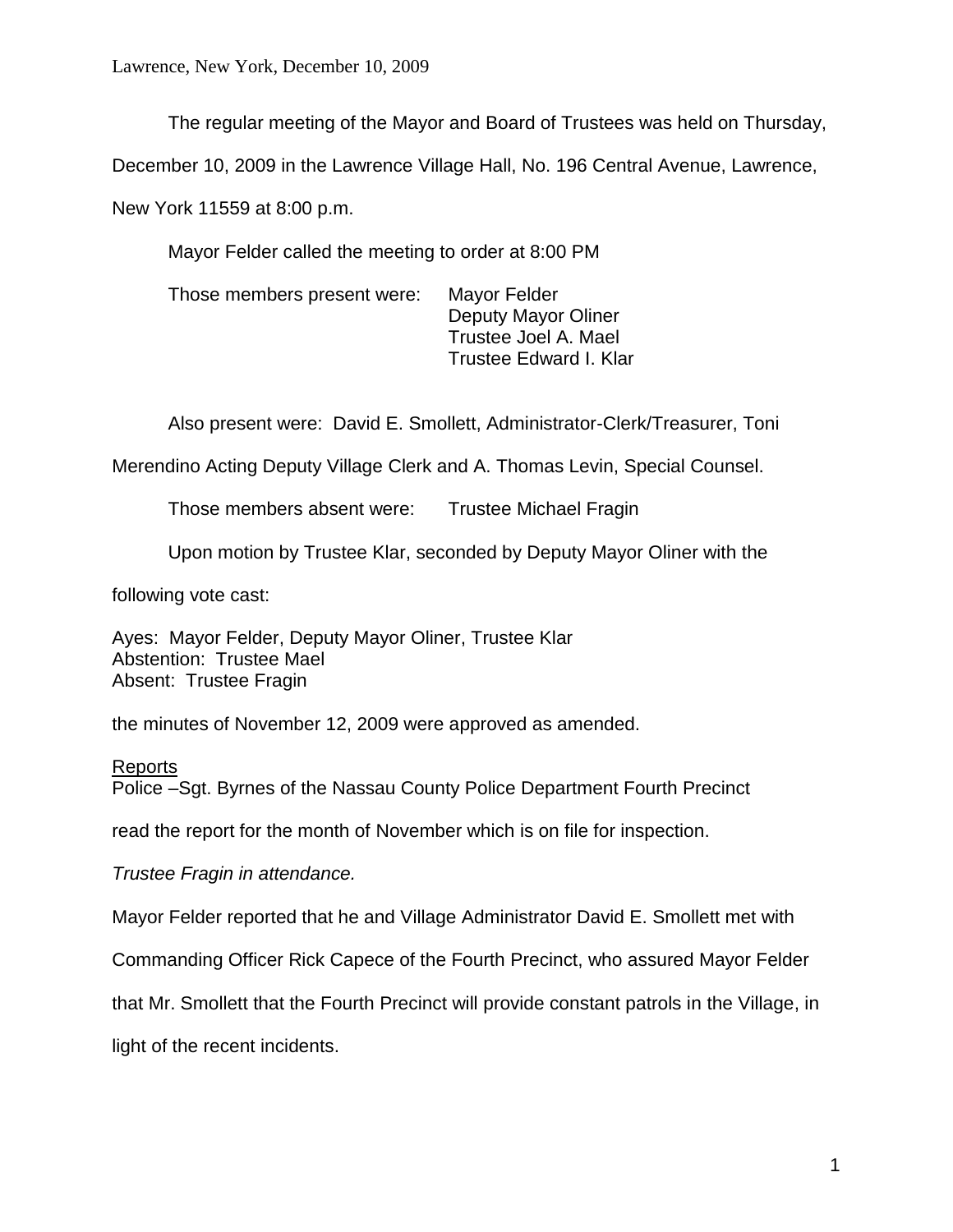Lawrence, New York, December 10, 2009

The regular meeting of the Mayor and Board of Trustees was held on Thursday, December 10, 2009 in the Lawrence Village Hall, No. 196 Central Avenue, Lawrence, New York 11559 at 8:00 p.m.

Mayor Felder called the meeting to order at 8:00 PM

Those members present were: Mayor Felder
Deputy Mayor Oliner
Trustee Joel A. Mael
Trustee Edward I. Klar

Also present were: David E. Smollett, Administrator-Clerk/Treasurer, Toni Merendino Acting Deputy Village Clerk and A. Thomas Levin, Special Counsel.

Those members absent were: Trustee Michael Fragin

Upon motion by Trustee Klar, seconded by Deputy Mayor Oliner with the following vote cast:

Ayes: Mayor Felder, Deputy Mayor Oliner, Trustee Klar
Abstention: Trustee Mael
Absent: Trustee Fragin

the minutes of November 12, 2009 were approved as amended.

Reports

Police –Sgt. Byrnes of the Nassau County Police Department Fourth Precinct read the report for the month of November which is on file for inspection.

*Trustee Fragin in attendance.*

Mayor Felder reported that he and Village Administrator David E. Smollett met with Commanding Officer Rick Capece of the Fourth Precinct, who assured Mayor Felder that Mr. Smollett that the Fourth Precinct will provide constant patrols in the Village, in light of the recent incidents.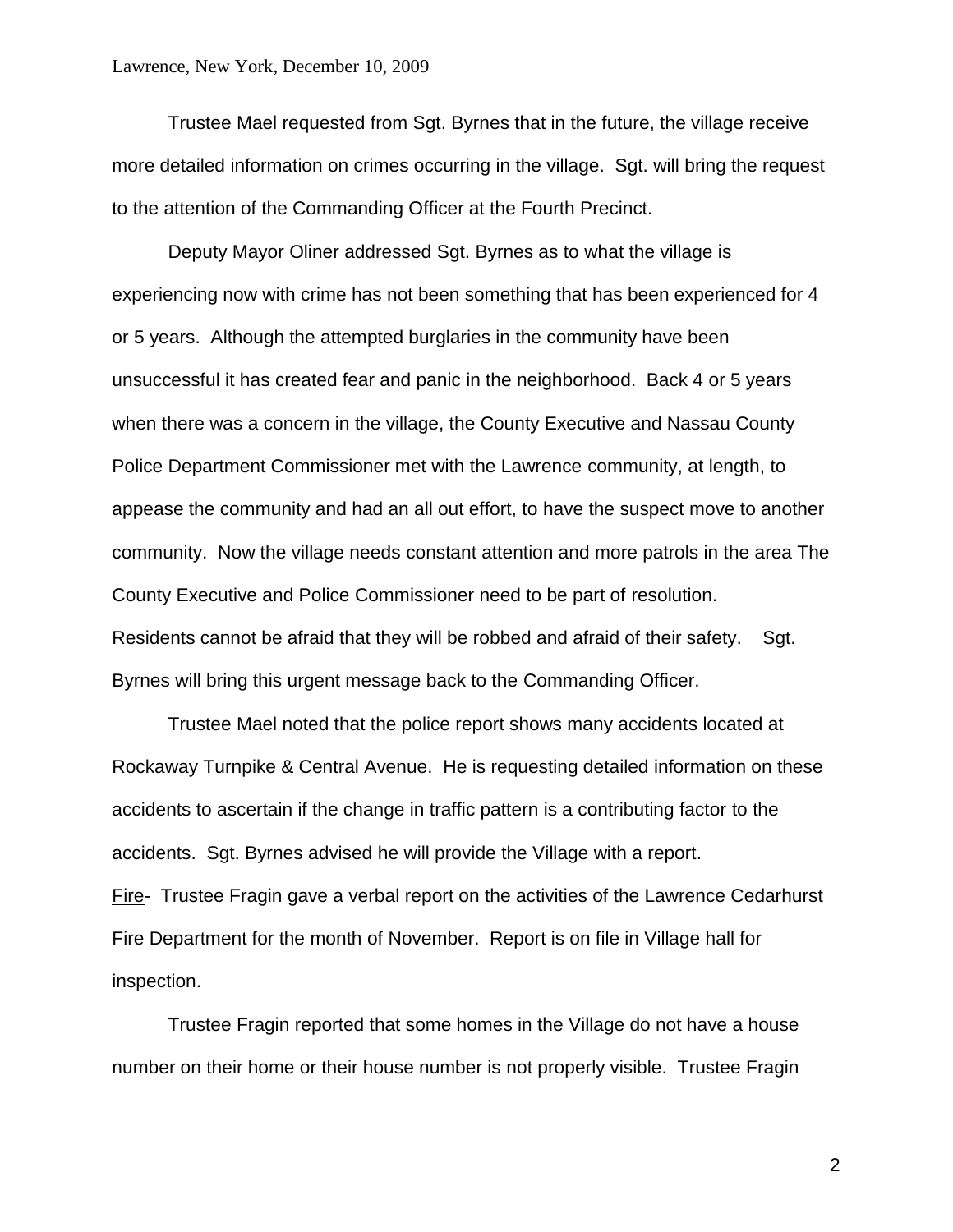Trustee Mael requested from Sgt. Byrnes that in the future, the village receive more detailed information on crimes occurring in the village. Sgt. will bring the request to the attention of the Commanding Officer at the Fourth Precinct.

Deputy Mayor Oliner addressed Sgt. Byrnes as to what the village is experiencing now with crime has not been something that has been experienced for 4 or 5 years. Although the attempted burglaries in the community have been unsuccessful it has created fear and panic in the neighborhood. Back 4 or 5 years when there was a concern in the village, the County Executive and Nassau County Police Department Commissioner met with the Lawrence community, at length, to appease the community and had an all out effort, to have the suspect move to another community. Now the village needs constant attention and more patrols in the area The County Executive and Police Commissioner need to be part of resolution. Residents cannot be afraid that they will be robbed and afraid of their safety. Sgt. Byrnes will bring this urgent message back to the Commanding Officer.

Trustee Mael noted that the police report shows many accidents located at Rockaway Turnpike & Central Avenue. He is requesting detailed information on these accidents to ascertain if the change in traffic pattern is a contributing factor to the accidents. Sgt. Byrnes advised he will provide the Village with a report.

Fire- Trustee Fragin gave a verbal report on the activities of the Lawrence Cedarhurst Fire Department for the month of November. Report is on file in Village hall for inspection.

Trustee Fragin reported that some homes in the Village do not have a house number on their home or their house number is not properly visible. Trustee Fragin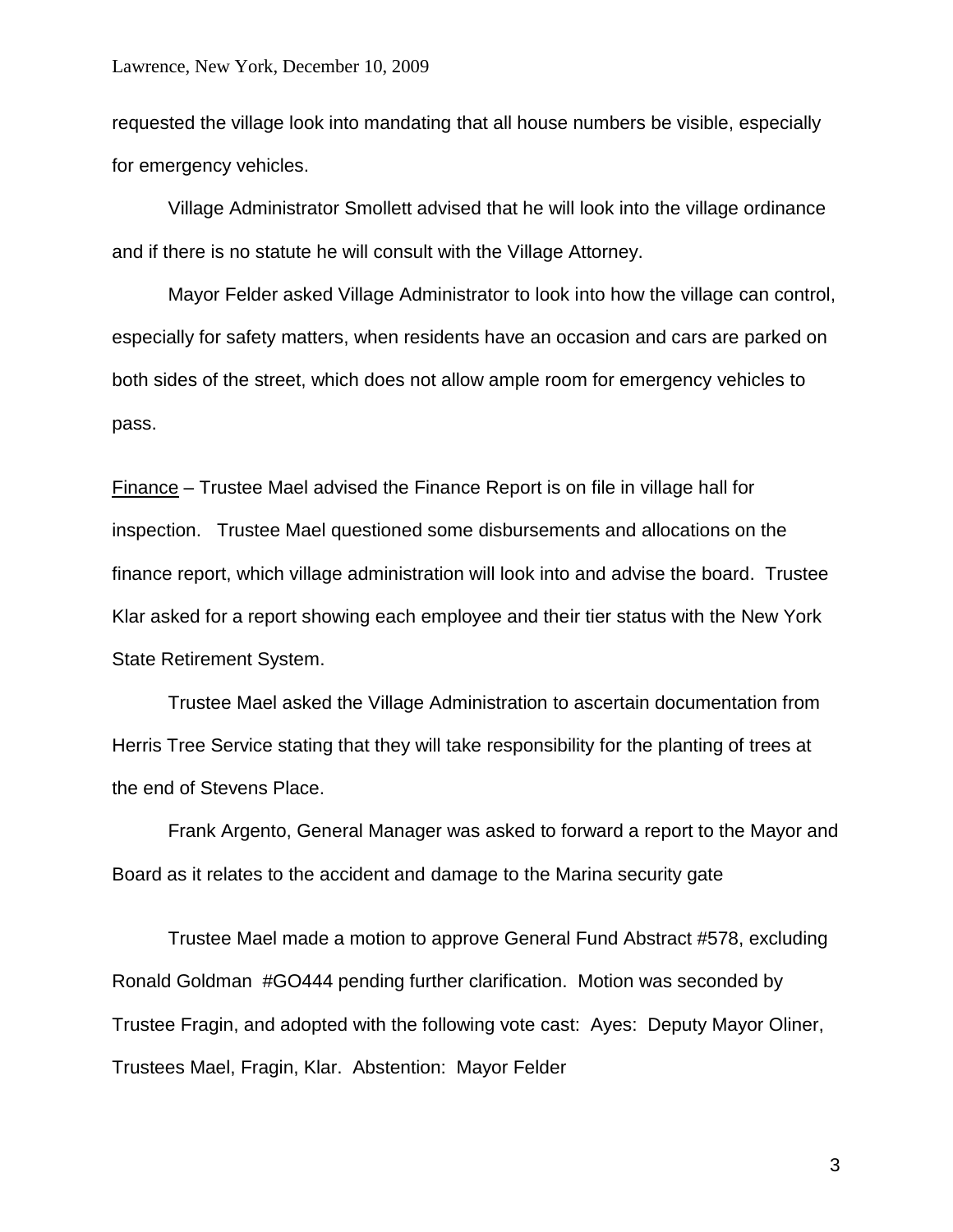requested the village look into mandating that all house numbers be visible, especially for emergency vehicles.

Village Administrator Smollett advised that he will look into the village ordinance and if there is no statute he will consult with the Village Attorney.

Mayor Felder asked Village Administrator to look into how the village can control, especially for safety matters, when residents have an occasion and cars are parked on both sides of the street, which does not allow ample room for emergency vehicles to pass.

<u>Finance</u> – Trustee Mael advised the Finance Report is on file in village hall for inspection. Trustee Mael questioned some disbursements and allocations on the finance report, which village administration will look into and advise the board. Trustee Klar asked for a report showing each employee and their tier status with the New York State Retirement System.

Trustee Mael asked the Village Administration to ascertain documentation from Herris Tree Service stating that they will take responsibility for the planting of trees at the end of Stevens Place.

Frank Argento, General Manager was asked to forward a report to the Mayor and Board as it relates to the accident and damage to the Marina security gate

Trustee Mael made a motion to approve General Fund Abstract #578, excluding Ronald Goldman #GO444 pending further clarification. Motion was seconded by Trustee Fragin, and adopted with the following vote cast: Ayes: Deputy Mayor Oliner, Trustees Mael, Fragin, Klar. Abstention: Mayor Felder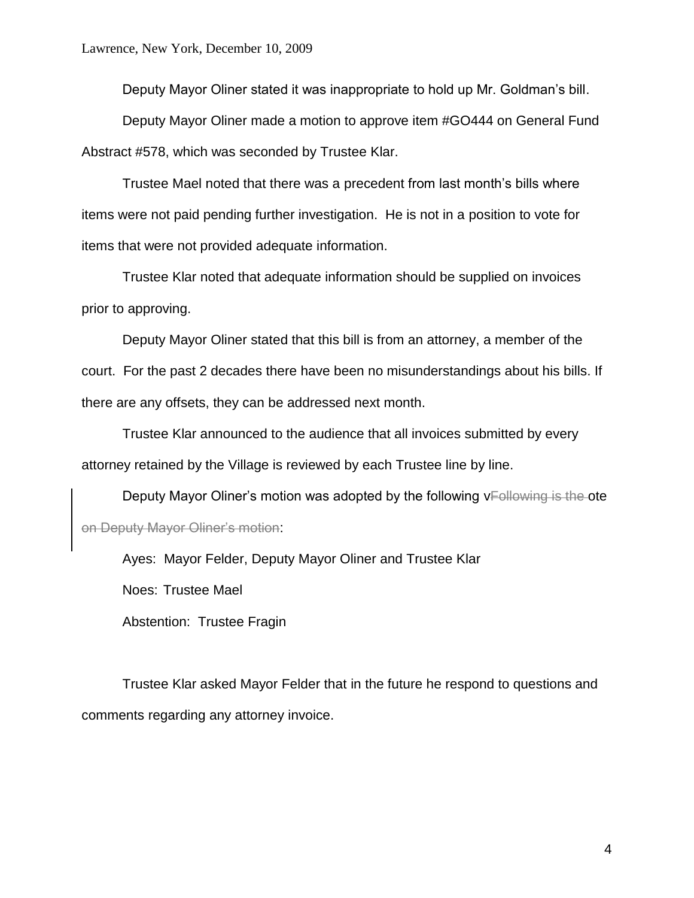Deputy Mayor Oliner stated it was inappropriate to hold up Mr. Goldman's bill.

Deputy Mayor Oliner made a motion to approve item #GO444 on General Fund Abstract #578, which was seconded by Trustee Klar.

Trustee Mael noted that there was a precedent from last month's bills where items were not paid pending further investigation. He is not in a position to vote for items that were not provided adequate information.

Trustee Klar noted that adequate information should be supplied on invoices prior to approving.

Deputy Mayor Oliner stated that this bill is from an attorney, a member of the court. For the past 2 decades there have been no misunderstandings about his bills. If there are any offsets, they can be addressed next month.

Trustee Klar announced to the audience that all invoices submitted by every attorney retained by the Village is reviewed by each Trustee line by line.

Deputy Mayor Oliner's motion was adopted by the following v~~Following is the ~~ote ~~on Deputy Mayor Oliner's motion~~:

Ayes: Mayor Felder, Deputy Mayor Oliner and Trustee Klar

Noes: Trustee Mael

Abstention: Trustee Fragin

Trustee Klar asked Mayor Felder that in the future he respond to questions and comments regarding any attorney invoice.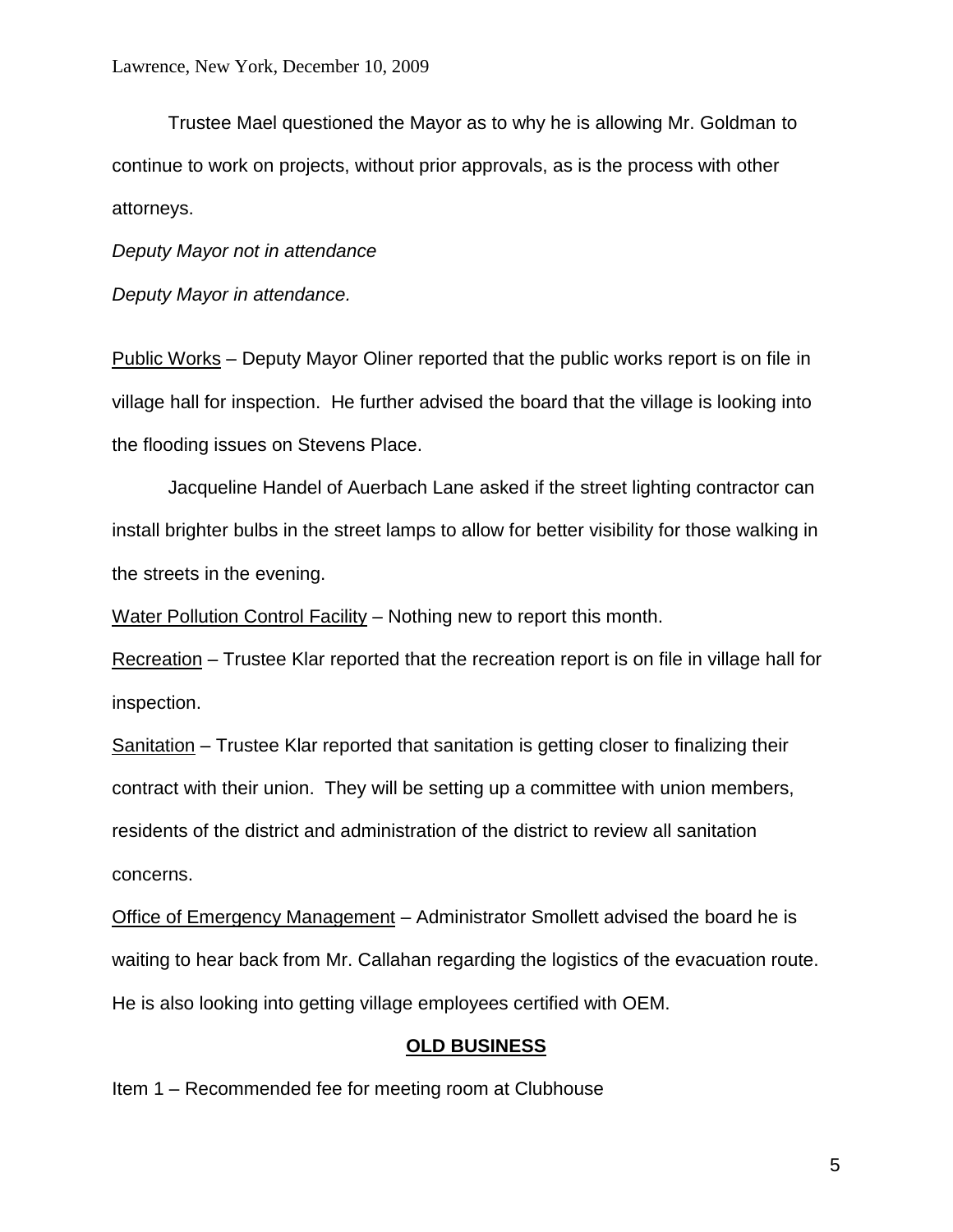Trustee Mael questioned the Mayor as to why he is allowing Mr. Goldman to continue to work on projects, without prior approvals, as is the process with other attorneys.

*Deputy Mayor not in attendance*

*Deputy Mayor in attendance.*

<u>Public Works</u> – Deputy Mayor Oliner reported that the public works report is on file in village hall for inspection. He further advised the board that the village is looking into the flooding issues on Stevens Place.

Jacqueline Handel of Auerbach Lane asked if the street lighting contractor can install brighter bulbs in the street lamps to allow for better visibility for those walking in the streets in the evening.

<u>Water Pollution Control Facility</u> – Nothing new to report this month.

<u>Recreation</u> – Trustee Klar reported that the recreation report is on file in village hall for inspection.

<u>Sanitation</u> – Trustee Klar reported that sanitation is getting closer to finalizing their contract with their union. They will be setting up a committee with union members, residents of the district and administration of the district to review all sanitation concerns.

<u>Office of Emergency Management</u> – Administrator Smollett advised the board he is waiting to hear back from Mr. Callahan regarding the logistics of the evacuation route. He is also looking into getting village employees certified with OEM.

## OLD BUSINESS

Item 1 – Recommended fee for meeting room at Clubhouse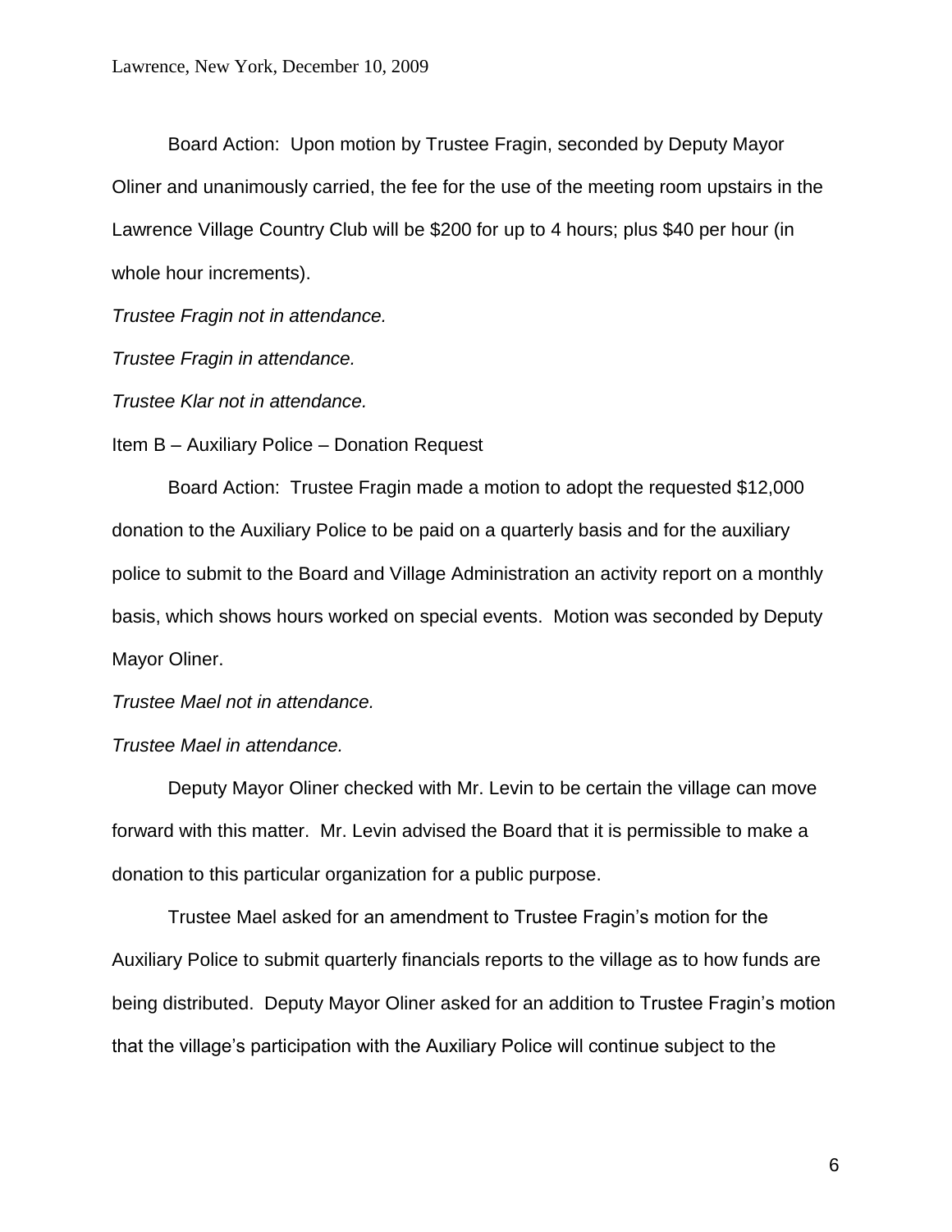Board Action: Upon motion by Trustee Fragin, seconded by Deputy Mayor Oliner and unanimously carried, the fee for the use of the meeting room upstairs in the Lawrence Village Country Club will be $200 for up to 4 hours; plus $40 per hour (in whole hour increments).

*Trustee Fragin not in attendance.*

*Trustee Fragin in attendance.*

*Trustee Klar not in attendance.*

Item B – Auxiliary Police – Donation Request

Board Action: Trustee Fragin made a motion to adopt the requested $12,000 donation to the Auxiliary Police to be paid on a quarterly basis and for the auxiliary police to submit to the Board and Village Administration an activity report on a monthly basis, which shows hours worked on special events. Motion was seconded by Deputy Mayor Oliner.

*Trustee Mael not in attendance.*

*Trustee Mael in attendance.*

Deputy Mayor Oliner checked with Mr. Levin to be certain the village can move forward with this matter. Mr. Levin advised the Board that it is permissible to make a donation to this particular organization for a public purpose.

Trustee Mael asked for an amendment to Trustee Fragin's motion for the Auxiliary Police to submit quarterly financials reports to the village as to how funds are being distributed. Deputy Mayor Oliner asked for an addition to Trustee Fragin's motion that the village's participation with the Auxiliary Police will continue subject to the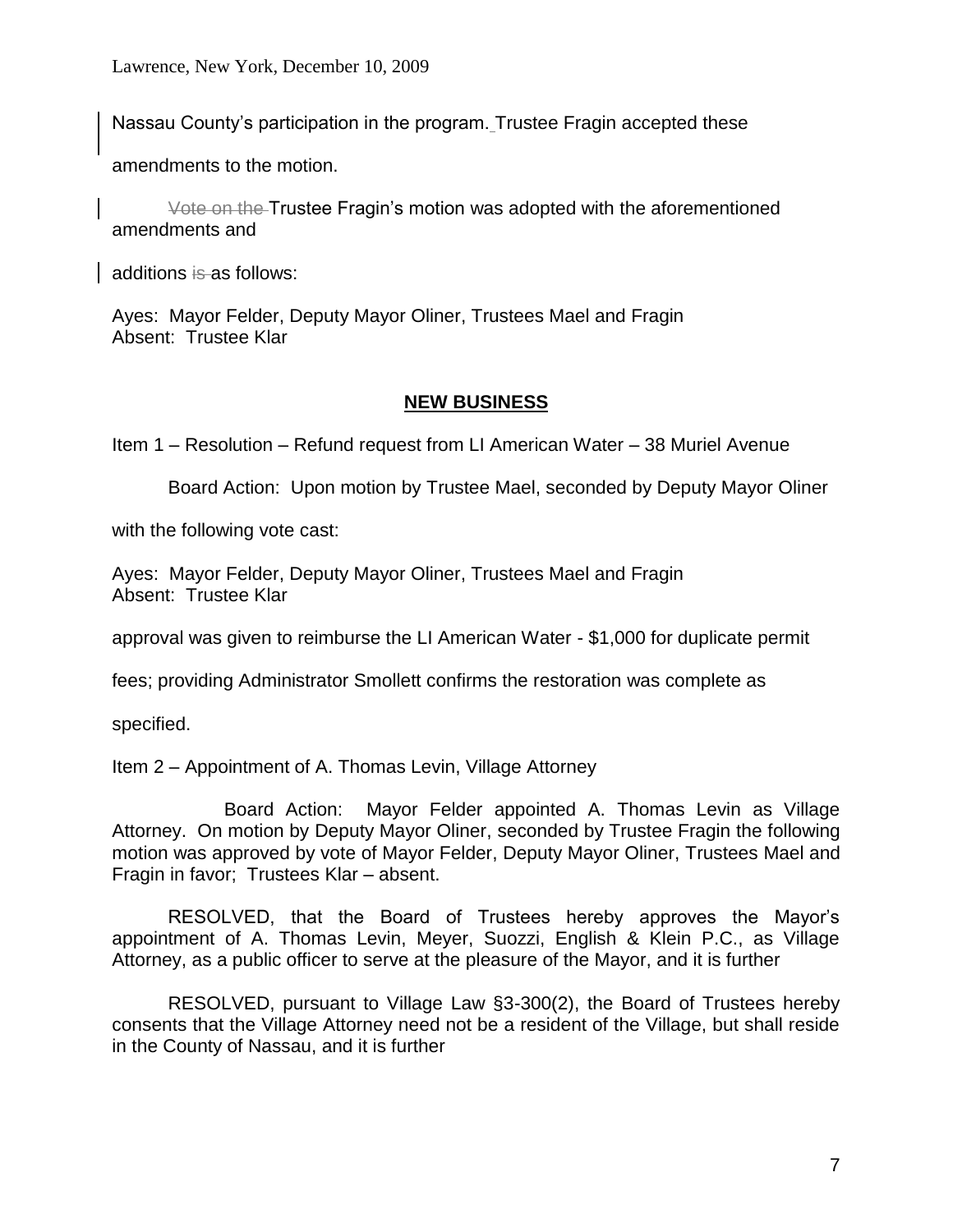Nassau County's participation in the program. Trustee Fragin accepted these amendments to the motion.

~~Vote on the~~ Trustee Fragin's motion was adopted with the aforementioned amendments and additions ~~is~~ as follows:

Ayes: Mayor Felder, Deputy Mayor Oliner, Trustees Mael and Fragin
Absent: Trustee Klar

## NEW BUSINESS

Item 1 – Resolution – Refund request from LI American Water – 38 Muriel Avenue

Board Action: Upon motion by Trustee Mael, seconded by Deputy Mayor Oliner with the following vote cast:

Ayes: Mayor Felder, Deputy Mayor Oliner, Trustees Mael and Fragin
Absent: Trustee Klar

approval was given to reimburse the LI American Water - $1,000 for duplicate permit fees; providing Administrator Smollett confirms the restoration was complete as specified.

Item 2 – Appointment of A. Thomas Levin, Village Attorney

Board Action: Mayor Felder appointed A. Thomas Levin as Village Attorney. On motion by Deputy Mayor Oliner, seconded by Trustee Fragin the following motion was approved by vote of Mayor Felder, Deputy Mayor Oliner, Trustees Mael and Fragin in favor; Trustees Klar – absent.

RESOLVED, that the Board of Trustees hereby approves the Mayor's appointment of A. Thomas Levin, Meyer, Suozzi, English & Klein P.C., as Village Attorney, as a public officer to serve at the pleasure of the Mayor, and it is further

RESOLVED, pursuant to Village Law §3-300(2), the Board of Trustees hereby consents that the Village Attorney need not be a resident of the Village, but shall reside in the County of Nassau, and it is further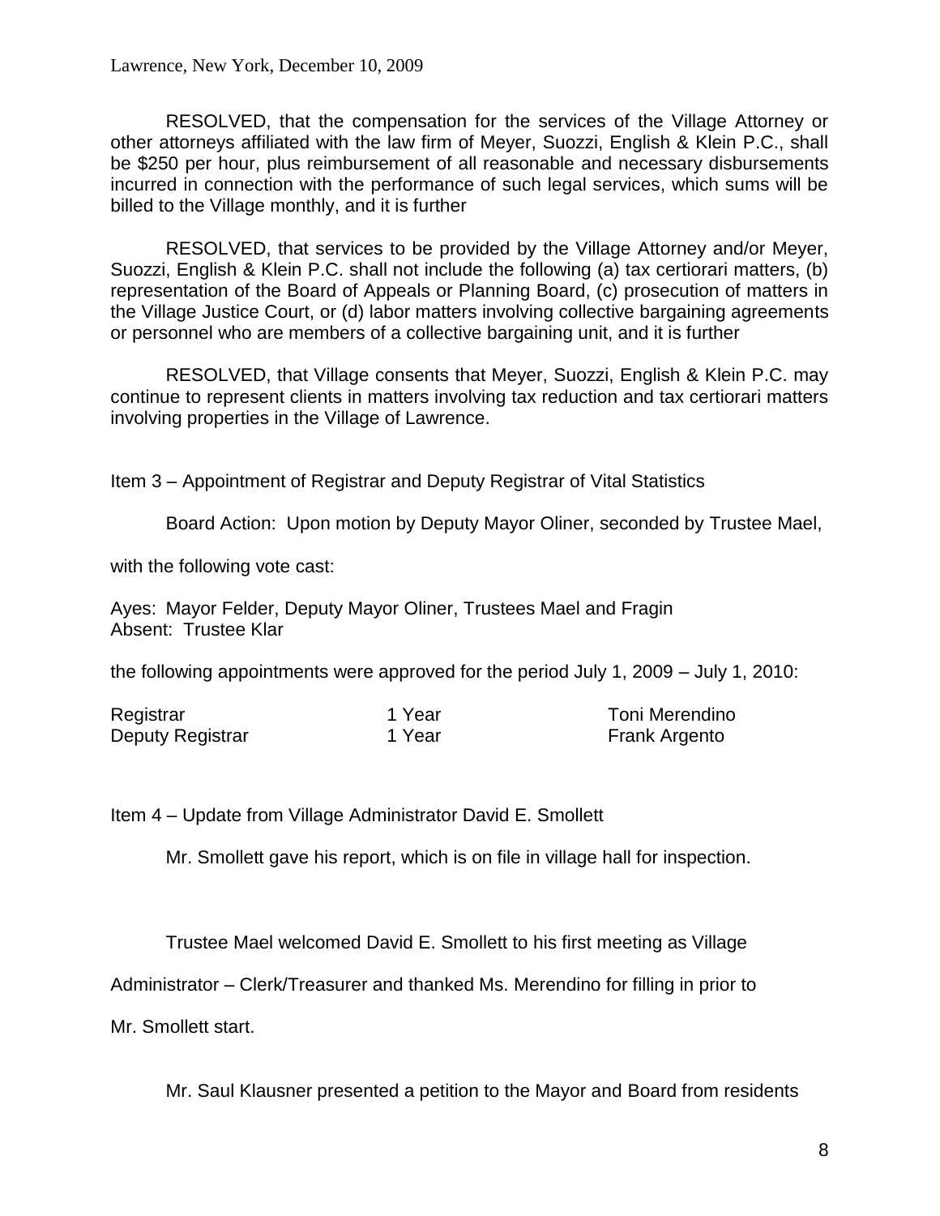Lawrence, New York, December 10, 2009

RESOLVED, that the compensation for the services of the Village Attorney or other attorneys affiliated with the law firm of Meyer, Suozzi, English & Klein P.C., shall be $250 per hour, plus reimbursement of all reasonable and necessary disbursements incurred in connection with the performance of such legal services, which sums will be billed to the Village monthly, and it is further

RESOLVED, that services to be provided by the Village Attorney and/or Meyer, Suozzi, English & Klein P.C. shall not include the following (a) tax certiorari matters, (b) representation of the Board of Appeals or Planning Board, (c) prosecution of matters in the Village Justice Court, or (d) labor matters involving collective bargaining agreements or personnel who are members of a collective bargaining unit, and it is further

RESOLVED, that Village consents that Meyer, Suozzi, English & Klein P.C. may continue to represent clients in matters involving tax reduction and tax certiorari matters involving properties in the Village of Lawrence.

Item 3 – Appointment of Registrar and Deputy Registrar of Vital Statistics

Board Action: Upon motion by Deputy Mayor Oliner, seconded by Trustee Mael,

with the following vote cast:

Ayes: Mayor Felder, Deputy Mayor Oliner, Trustees Mael and Fragin
Absent: Trustee Klar

the following appointments were approved for the period July 1, 2009 – July 1, 2010:

| | | |
|---|---|---|
| Registrar | 1 Year | Toni Merendino |
| Deputy Registrar | 1 Year | Frank Argento |

Item 4 – Update from Village Administrator David E. Smollett

Mr. Smollett gave his report, which is on file in village hall for inspection.

Trustee Mael welcomed David E. Smollett to his first meeting as Village Administrator – Clerk/Treasurer and thanked Ms. Merendino for filling in prior to Mr. Smollett start.

Mr. Saul Klausner presented a petition to the Mayor and Board from residents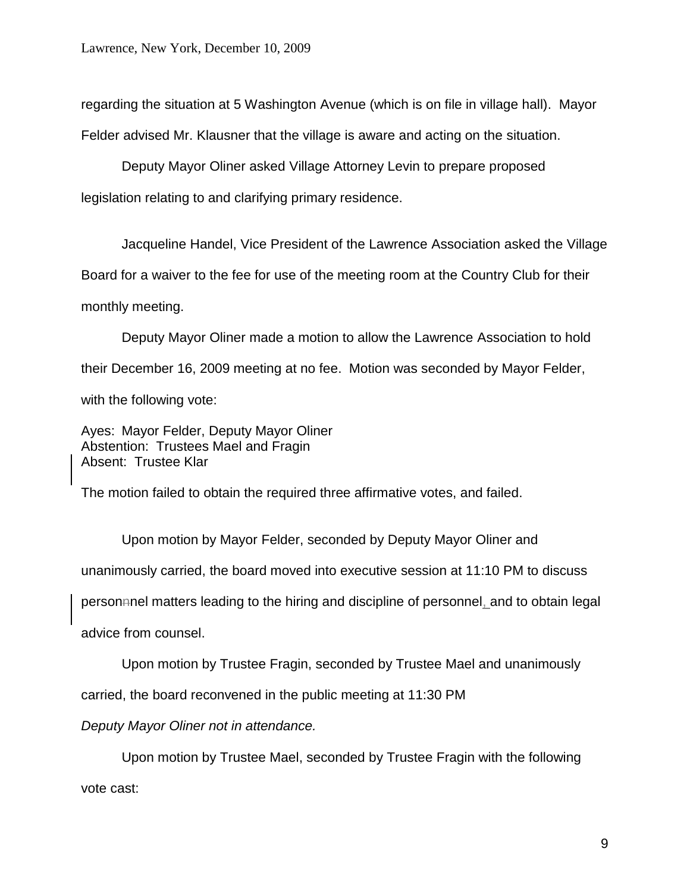regarding the situation at 5 Washington Avenue (which is on file in village hall). Mayor Felder advised Mr. Klausner that the village is aware and acting on the situation.

Deputy Mayor Oliner asked Village Attorney Levin to prepare proposed legislation relating to and clarifying primary residence.

Jacqueline Handel, Vice President of the Lawrence Association asked the Village Board for a waiver to the fee for use of the meeting room at the Country Club for their monthly meeting.

Deputy Mayor Oliner made a motion to allow the Lawrence Association to hold their December 16, 2009 meeting at no fee. Motion was seconded by Mayor Felder, with the following vote:

Ayes: Mayor Felder, Deputy Mayor Oliner
Abstention: Trustees Mael and Fragin
Absent: Trustee Klar

The motion failed to obtain the required three affirmative votes, and failed.

Upon motion by Mayor Felder, seconded by Deputy Mayor Oliner and unanimously carried, the board moved into executive session at 11:10 PM to discuss personnel matters leading to the hiring and discipline of personnel, and to obtain legal advice from counsel.

Upon motion by Trustee Fragin, seconded by Trustee Mael and unanimously carried, the board reconvened in the public meeting at 11:30 PM

*Deputy Mayor Oliner not in attendance.*

Upon motion by Trustee Mael, seconded by Trustee Fragin with the following vote cast: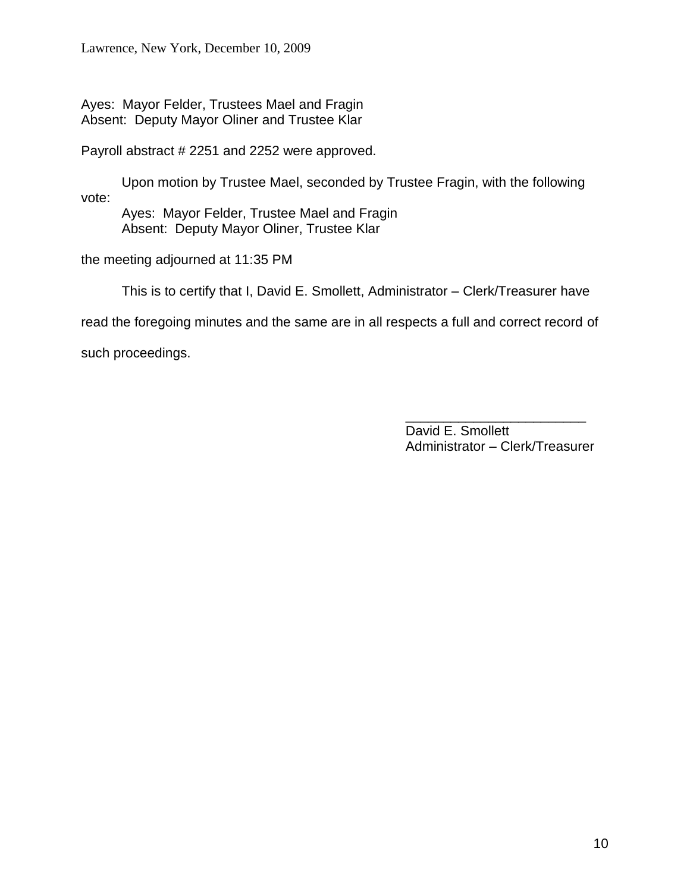Ayes: Mayor Felder, Trustees Mael and Fragin
Absent: Deputy Mayor Oliner and Trustee Klar

Payroll abstract # 2251 and 2252 were approved.

Upon motion by Trustee Mael, seconded by Trustee Fragin, with the following vote:

Ayes: Mayor Felder, Trustee Mael and Fragin
Absent: Deputy Mayor Oliner, Trustee Klar

the meeting adjourned at 11:35 PM

This is to certify that I, David E. Smollett, Administrator – Clerk/Treasurer have read the foregoing minutes and the same are in all respects a full and correct record of such proceedings.

\_\_\_\_\_\_\_\_\_\_\_\_\_\_\_\_\_\_\_\_\_\_\_\_

David E. Smollett
Administrator – Clerk/Treasurer